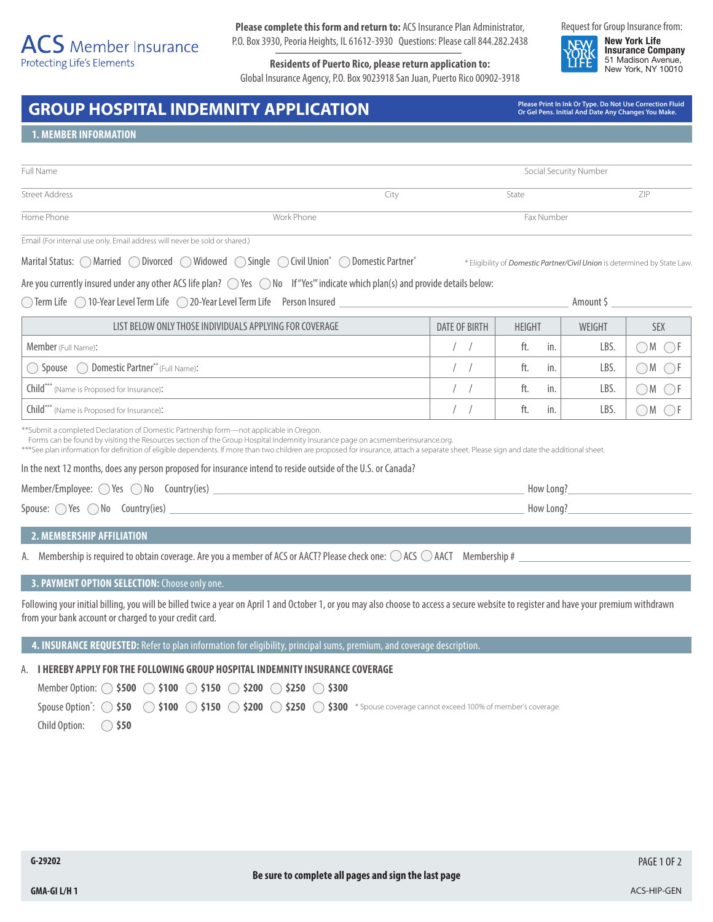ACS Member Insurance
Protecting Life's Elements

**Please complete this form and return to:** ACS Insurance Plan Administrator, P.O. Box 3930, Peoria Heights, IL 61612-3930 Questions: Please call 844.282.2438

**Residents of Puerto Rico, please return application to:**
Global Insurance Agency, P.O. Box 9023918 San Juan, Puerto Rico 00902-3918

Request for Group Insurance from:
**New York Life Insurance Company**
51 Madison Avenue,
New York, NY 10010

# GROUP HOSPITAL INDEMNITY APPLICATION

**Please Print In Ink Or Type. Do Not Use Correction Fluid Or Gel Pens. Initial And Date Any Changes You Make.**

## 1. MEMBER INFORMATION

Full Name | Social Security Number

Street Address | City | State | ZIP

Home Phone | Work Phone | Fax Number

Email (For internal use only. Email address will never be sold or shared.)

Marital Status: ◯ Married ◯ Divorced ◯ Widowed ◯ Single ◯ Civil Union* ◯ Domestic Partner*

* Eligibility of *Domestic Partner/Civil Union* is determined by State Law.

Are you currently insured under any other ACS life plan? ◯ Yes ◯ No If "Yes" indicate which plan(s) and provide details below:

◯ Term Life ◯ 10-Year Level Term Life ◯ 20-Year Level Term Life Person Insured ____________ Amount $ ________

| LIST BELOW ONLY THOSE INDIVIDUALS APPLYING FOR COVERAGE | DATE OF BIRTH | HEIGHT | WEIGHT | SEX |
|---|---|---|---|---|
| Member (Full Name): | / / | ft. in. | LBS. | ◯ M ◯ F |
| ◯ Spouse ◯ Domestic Partner** (Full Name): | / / | ft. in. | LBS. | ◯ M ◯ F |
| Child*** (Name is Proposed for Insurance): | / / | ft. in. | LBS. | ◯ M ◯ F |
| Child*** (Name is Proposed for Insurance): | / / | ft. in. | LBS. | ◯ M ◯ F |

**Submit a completed Declaration of Domestic Partnership form—not applicable in Oregon.
Forms can be found by visiting the Resources section of the Group Hospital Indemnity Insurance page on acsmemberinsurance.org.
***See plan information for definition of eligible dependents. If more than two children are proposed for insurance, attach a separate sheet. Please sign and date the additional sheet.

In the next 12 months, does any person proposed for insurance intend to reside outside of the U.S. or Canada?

Member/Employee: ◯ Yes ◯ No Country(ies) ____________ How Long? ________

Spouse: ◯ Yes ◯ No Country(ies) ____________ How Long? ________

## 2. MEMBERSHIP AFFILIATION

A. Membership is required to obtain coverage. Are you a member of ACS or AACT? Please check one: ◯ ACS ◯ AACT Membership # ____________

## 3. PAYMENT OPTION SELECTION: Choose only one.

Following your initial billing, you will be billed twice a year on April 1 and October 1, or you may also choose to access a secure website to register and have your premium withdrawn from your bank account or charged to your credit card.

## 4. INSURANCE REQUESTED: Refer to plan information for eligibility, principal sums, premium, and coverage description.

A. **I HEREBY APPLY FOR THE FOLLOWING GROUP HOSPITAL INDEMNITY INSURANCE COVERAGE**

Member Option: ◯ **$500** ◯ **$100** ◯ **$150** ◯ **$200** ◯ **$250** ◯ **$300**

Spouse Option*: ◯ **$50** ◯ **$100** ◯ **$150** ◯ **$200** ◯ **$250** ◯ **$300** * Spouse coverage cannot exceed 100% of member's coverage.

Child Option: ◯ **$50**

G-29202

**Be sure to complete all pages and sign the last page**

GMA-GI L/H 1

ACS-HIP-GEN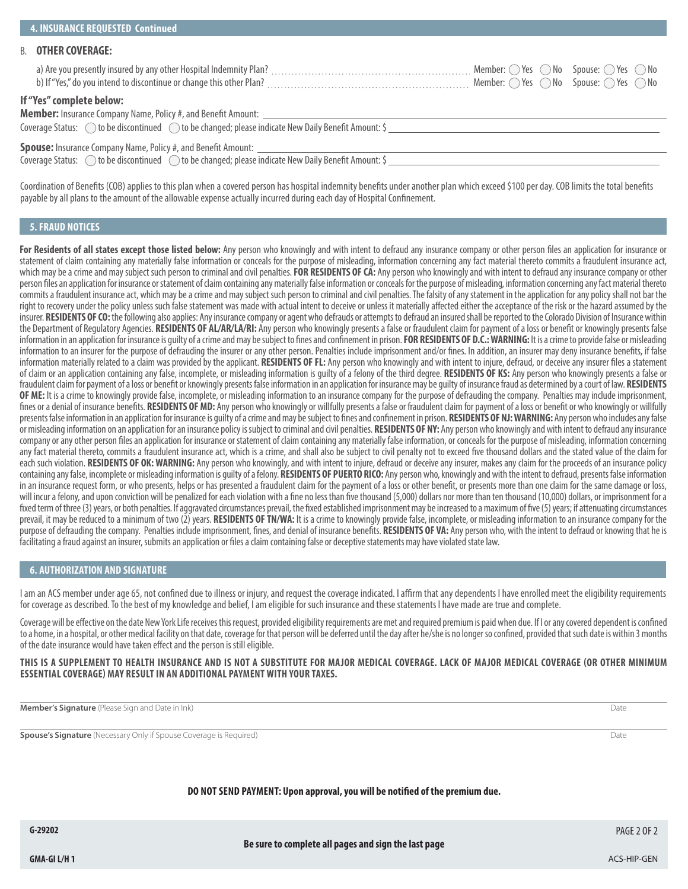## 4. INSURANCE REQUESTED Continued

### B. OTHER COVERAGE:

a) Are you presently insured by any other Hospital Indemnity Plan? ........ Member: ◯ Yes ◯ No Spouse: ◯ Yes ◯ No

b) If "Yes," do you intend to discontinue or change this other Plan? ........ Member: ◯ Yes ◯ No Spouse: ◯ Yes ◯ No

**If "Yes" complete below:**

**Member:** Insurance Company Name, Policy #, and Benefit Amount: ______________________

Coverage Status: ◯ to be discontinued ◯ to be changed; please indicate New Daily Benefit Amount: $ ______________________

**Spouse:** Insurance Company Name, Policy #, and Benefit Amount: ______________________

Coverage Status: ◯ to be discontinued ◯ to be changed; please indicate New Daily Benefit Amount: $ ______________________

Coordination of Benefits (COB) applies to this plan when a covered person has hospital indemnity benefits under another plan which exceed $100 per day. COB limits the total benefits payable by all plans to the amount of the allowable expense actually incurred during each day of Hospital Confinement.

## 5. FRAUD NOTICES

**For Residents of all states except those listed below:** Any person who knowingly and with intent to defraud any insurance company or other person files an application for insurance or statement of claim containing any materially false information or conceals for the purpose of misleading, information concerning any fact material thereto commits a fraudulent insurance act, which may be a crime and may subject such person to criminal and civil penalties. **FOR RESIDENTS OF CA:** Any person who knowingly and with intent to defraud any insurance company or other person files an application for insurance or statement of claim containing any materially false information or conceals for the purpose of misleading, information concerning any fact material thereto commits a fraudulent insurance act, which may be a crime and may subject such person to criminal and civil penalties. The falsity of any statement in the application for any policy shall not bar the right to recovery under the policy unless such false statement was made with actual intent to deceive or unless it materially affected either the acceptance of the risk or the hazard assumed by the insurer. **RESIDENTS OF CO:** the following also applies: Any insurance company or agent who defrauds or attempts to defraud an insured shall be reported to the Colorado Division of Insurance within the Department of Regulatory Agencies. **RESIDENTS OF AL/AR/LA/RI:** Any person who knowingly presents a false or fraudulent claim for payment of a loss or benefit or knowingly presents false information in an application for insurance is guilty of a crime and may be subject to fines and confinement in prison. **FOR RESIDENTS OF D.C.: WARNING:** It is a crime to provide false or misleading information to an insurer for the purpose of defrauding the insurer or any other person. Penalties include imprisonment and/or fines. In addition, an insurer may deny insurance benefits, if false information materially related to a claim was provided by the applicant. **RESIDENTS OF FL:** Any person who knowingly and with intent to injure, defraud, or deceive any insurer files a statement of claim or an application containing any false, incomplete, or misleading information is guilty of a felony of the third degree. **RESIDENTS OF KS:** Any person who knowingly presents a false or fraudulent claim for payment of a loss or benefit or knowingly presents false information in an application for insurance may be guilty of insurance fraud as determined by a court of law. **RESIDENTS OF ME:** It is a crime to knowingly provide false, incomplete, or misleading information to an insurance company for the purpose of defrauding the company. Penalties may include imprisonment, fines or a denial of insurance benefits. **RESIDENTS OF MD:** Any person who knowingly or willfully presents a false or fraudulent claim for payment of a loss or benefit or who knowingly or willfully presents false information in an application for insurance is guilty of a crime and may be subject to fines and confinement in prison. **RESIDENTS OF NJ: WARNING:** Any person who includes any false or misleading information on an application for an insurance policy is subject to criminal and civil penalties. **RESIDENTS OF NY:** Any person who knowingly and with intent to defraud any insurance company or any other person files an application for insurance or statement of claim containing any materially false information, or conceals for the purpose of misleading, information concerning any fact material thereto, commits a fraudulent insurance act, which is a crime, and shall also be subject to civil penalty not to exceed five thousand dollars and the stated value of the claim for each such violation. **RESIDENTS OF OK: WARNING:** Any person who knowingly, and with intent to injure, defraud or deceive any insurer, makes any claim for the proceeds of an insurance policy containing any false, incomplete or misleading information is guilty of a felony. **RESIDENTS OF PUERTO RICO:** Any person who, knowingly and with the intent to defraud, presents false information in an insurance request form, or who presents, helps or has presented a fraudulent claim for the payment of a loss or other benefit, or presents more than one claim for the same damage or loss, will incur a felony, and upon conviction will be penalized for each violation with a fine no less than five thousand (5,000) dollars nor more than ten thousand (10,000) dollars, or imprisonment for a fixed term of three (3) years, or both penalties. If aggravated circumstances prevail, the fixed established imprisonment may be increased to a maximum of five (5) years; if attenuating circumstances prevail, it may be reduced to a minimum of two (2) years. **RESIDENTS OF TN/WA:** It is a crime to knowingly provide false, incomplete, or misleading information to an insurance company for the purpose of defrauding the company. Penalties include imprisonment, fines, and denial of insurance benefits. **RESIDENTS OF VA:** Any person who, with the intent to defraud or knowing that he is facilitating a fraud against an insurer, submits an application or files a claim containing false or deceptive statements may have violated state law.

## 6. AUTHORIZATION AND SIGNATURE

I am an ACS member under age 65, not confined due to illness or injury, and request the coverage indicated. I affirm that any dependents I have enrolled meet the eligibility requirements for coverage as described. To the best of my knowledge and belief, I am eligible for such insurance and these statements I have made are true and complete.

Coverage will be effective on the date New York Life receives this request, provided eligibility requirements are met and required premium is paid when due. If I or any covered dependent is confined to a home, in a hospital, or other medical facility on that date, coverage for that person will be deferred until the day after he/she is no longer so confined, provided that such date is within 3 months of the date insurance would have taken effect and the person is still eligible.

**THIS IS A SUPPLEMENT TO HEALTH INSURANCE AND IS NOT A SUBSTITUTE FOR MAJOR MEDICAL COVERAGE. LACK OF MAJOR MEDICAL COVERAGE (OR OTHER MINIMUM ESSENTIAL COVERAGE) MAY RESULT IN AN ADDITIONAL PAYMENT WITH YOUR TAXES.**

______________________________________________ Date ____________

**Member's Signature** (Please Sign and Date in Ink)

______________________________________________ Date ____________

**Spouse's Signature** (Necessary Only if Spouse Coverage is Required)

**DO NOT SEND PAYMENT: Upon approval, you will be notified of the premium due.**

G-29202

**Be sure to complete all pages and sign the last page**

GMA-GI L/H 1

ACS-HIP-GEN